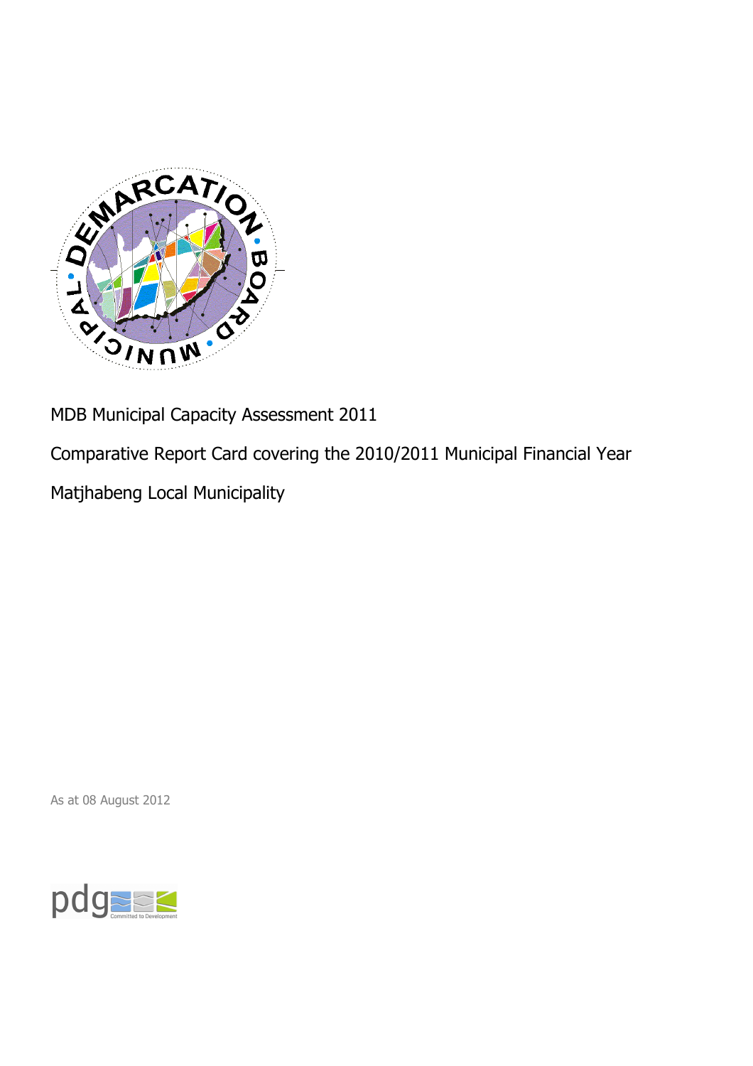MDB Municipal Capacity Assessment 2011

Comparative Report Card covering the 2010/2011 Municipal Financial Year

Matjhabeng Local Municipality

As at 08 August 2012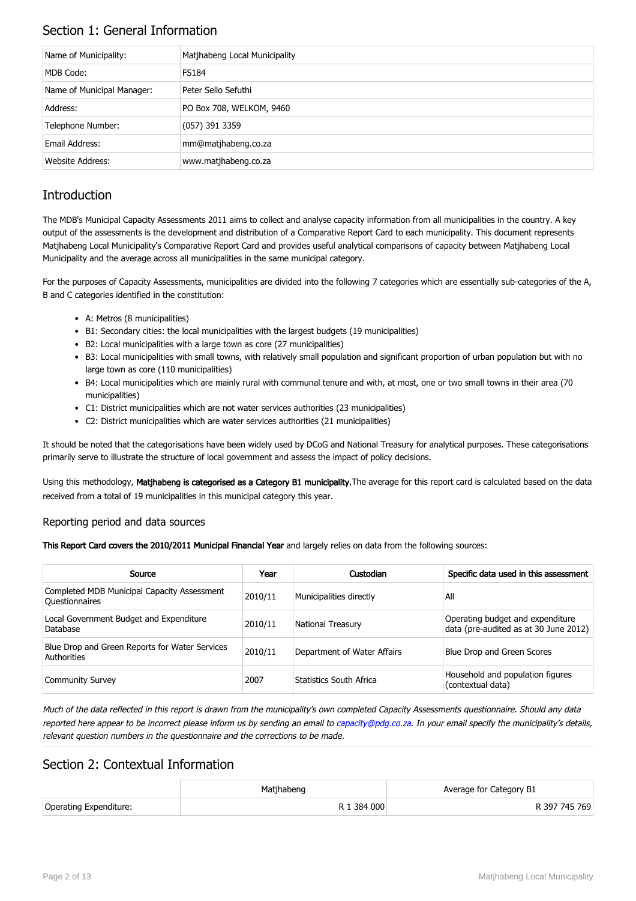## Section 1: General Information

| | |
|---|---|
| Name of Municipality: | Matjhabeng Local Municipality |
| MDB Code: | FS184 |
| Name of Municipal Manager: | Peter Sello Sefuthi |
| Address: | PO Box 708, WELKOM, 9460 |
| Telephone Number: | (057) 391 3359 |
| Email Address: | mm@matjhabeng.co.za |
| Website Address: | www.matjhabeng.co.za |

## Introduction

The MDB's Municipal Capacity Assessments 2011 aims to collect and analyse capacity information from all municipalities in the country. A key output of the assessments is the development and distribution of a Comparative Report Card to each municipality. This document represents Matjhabeng Local Municipality's Comparative Report Card and provides useful analytical comparisons of capacity between Matjhabeng Local Municipality and the average across all municipalities in the same municipal category.

For the purposes of Capacity Assessments, municipalities are divided into the following 7 categories which are essentially sub-categories of the A, B and C categories identified in the constitution:

- A: Metros (8 municipalities)
- B1: Secondary cities: the local municipalities with the largest budgets (19 municipalities)
- B2: Local municipalities with a large town as core (27 municipalities)
- B3: Local municipalities with small towns, with relatively small population and significant proportion of urban population but with no large town as core (110 municipalities)
- B4: Local municipalities which are mainly rural with communal tenure and with, at most, one or two small towns in their area (70 municipalities)
- C1: District municipalities which are not water services authorities (23 municipalities)
- C2: District municipalities which are water services authorities (21 municipalities)

It should be noted that the categorisations have been widely used by DCoG and National Treasury for analytical purposes. These categorisations primarily serve to illustrate the structure of local government and assess the impact of policy decisions.

Using this methodology, **Matjhabeng is categorised as a Category B1 municipality.** The average for this report card is calculated based on the data received from a total of 19 municipalities in this municipal category this year.

### Reporting period and data sources

**This Report Card covers the 2010/2011 Municipal Financial Year** and largely relies on data from the following sources:

| Source | Year | Custodian | Specific data used in this assessment |
|---|---|---|---|
| Completed MDB Municipal Capacity Assessment Questionnaires | 2010/11 | Municipalities directly | All |
| Local Government Budget and Expenditure Database | 2010/11 | National Treasury | Operating budget and expenditure data (pre-audited as at 30 June 2012) |
| Blue Drop and Green Reports for Water Services Authorities | 2010/11 | Department of Water Affairs | Blue Drop and Green Scores |
| Community Survey | 2007 | Statistics South Africa | Household and population figures (contextual data) |

*Much of the data reflected in this report is drawn from the municipality's own completed Capacity Assessments questionnaire. Should any data reported here appear to be incorrect please inform us by sending an email to capacity@pdg.co.za. In your email specify the municipality's details, relevant question numbers in the questionnaire and the corrections to be made.*

## Section 2: Contextual Information

| | Matjhabeng | Average for Category B1 |
|---|---|---|
| Operating Expenditure: | R 1 384 000 | R 397 745 769 |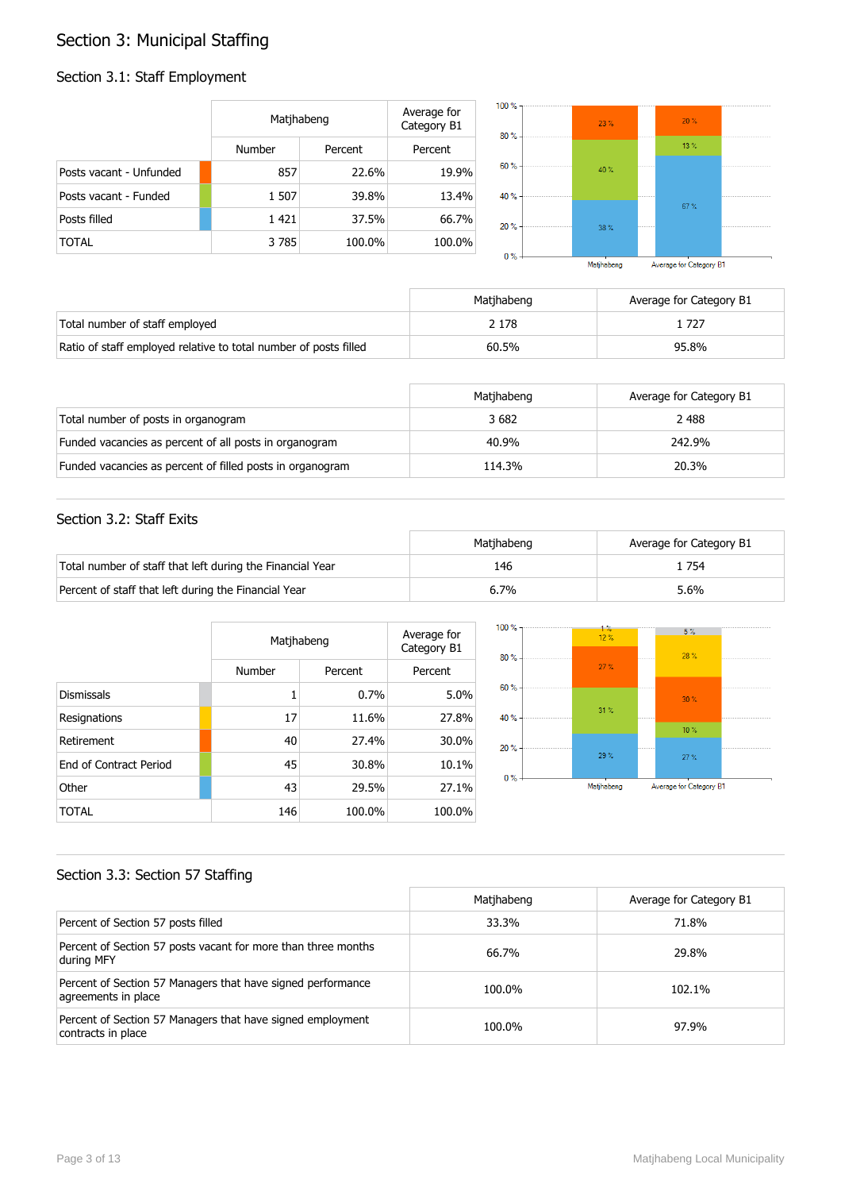# Section 3: Municipal Staffing

## Section 3.1: Staff Employment

| | Matjhabeng | | Average for Category B1 |
|---|---|---|---|
| | Number | Percent | Percent |
| Posts vacant - Unfunded | 857 | 22.6% | 19.9% |
| Posts vacant - Funded | 1 507 | 39.8% | 13.4% |
| Posts filled | 1 421 | 37.5% | 66.7% |
| TOTAL | 3 785 | 100.0% | 100.0% |

| | Matjhabeng | Average for Category B1 |
|---|---|---|
| Total number of staff employed | 2 178 | 1 727 |
| Ratio of staff employed relative to total number of posts filled | 60.5% | 95.8% |

| | Matjhabeng | Average for Category B1 |
|---|---|---|
| Total number of posts in organogram | 3 682 | 2 488 |
| Funded vacancies as percent of all posts in organogram | 40.9% | 242.9% |
| Funded vacancies as percent of filled posts in organogram | 114.3% | 20.3% |

## Section 3.2: Staff Exits

| | Matjhabeng | Average for Category B1 |
|---|---|---|
| Total number of staff that left during the Financial Year | 146 | 1 754 |
| Percent of staff that left during the Financial Year | 6.7% | 5.6% |

| | Matjhabeng | | Average for Category B1 |
|---|---|---|---|
| | Number | Percent | Percent |
| Dismissals | 1 | 0.7% | 5.0% |
| Resignations | 17 | 11.6% | 27.8% |
| Retirement | 40 | 27.4% | 30.0% |
| End of Contract Period | 45 | 30.8% | 10.1% |
| Other | 43 | 29.5% | 27.1% |
| TOTAL | 146 | 100.0% | 100.0% |

## Section 3.3: Section 57 Staffing

| | Matjhabeng | Average for Category B1 |
|---|---|---|
| Percent of Section 57 posts filled | 33.3% | 71.8% |
| Percent of Section 57 posts vacant for more than three months during MFY | 66.7% | 29.8% |
| Percent of Section 57 Managers that have signed performance agreements in place | 100.0% | 102.1% |
| Percent of Section 57 Managers that have signed employment contracts in place | 100.0% | 97.9% |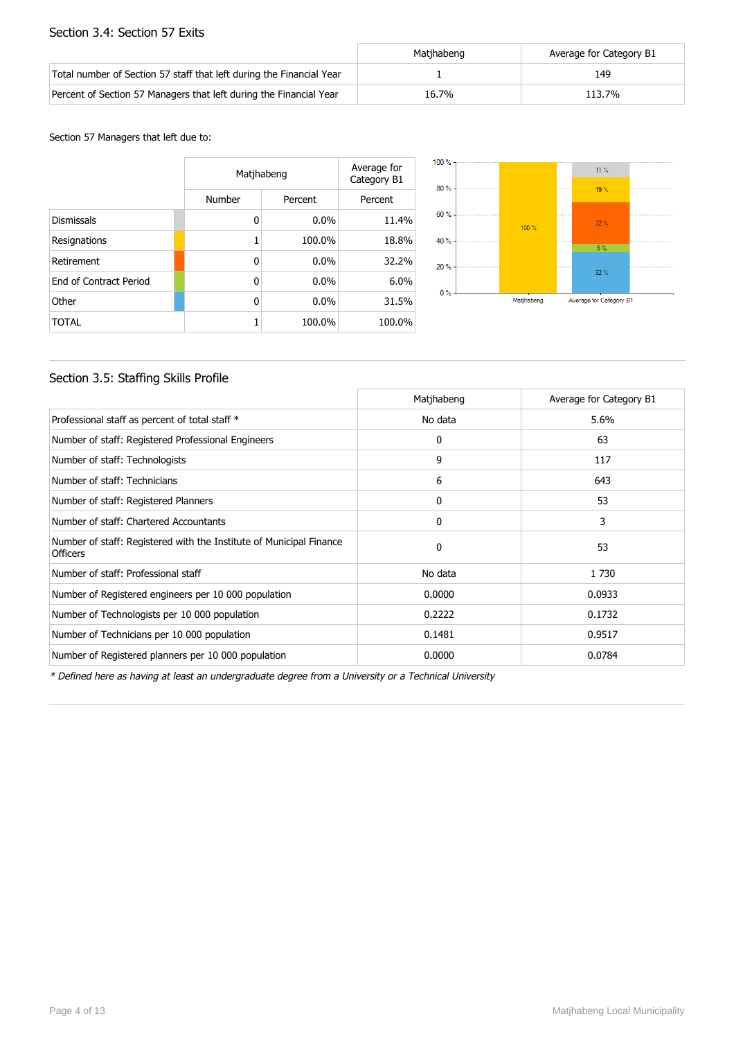## Section 3.4: Section 57 Exits

| | Matjhabeng | Average for Category B1 |
|---|---|---|
| Total number of Section 57 staff that left during the Financial Year | 1 | 149 |
| Percent of Section 57 Managers that left during the Financial Year | 16.7% | 113.7% |

Section 57 Managers that left due to:

| | Matjhabeng | | Average for Category B1 |
|---|---|---|---|
| | Number | Percent | Percent |
| Dismissals | 0 | 0.0% | 11.4% |
| Resignations | 1 | 100.0% | 18.8% |
| Retirement | 0 | 0.0% | 32.2% |
| End of Contract Period | 0 | 0.0% | 6.0% |
| Other | 0 | 0.0% | 31.5% |
| TOTAL | 1 | 100.0% | 100.0% |

## Section 3.5: Staffing Skills Profile

| | Matjhabeng | Average for Category B1 |
|---|---|---|
| Professional staff as percent of total staff * | No data | 5.6% |
| Number of staff: Registered Professional Engineers | 0 | 63 |
| Number of staff: Technologists | 9 | 117 |
| Number of staff: Technicians | 6 | 643 |
| Number of staff: Registered Planners | 0 | 53 |
| Number of staff: Chartered Accountants | 0 | 3 |
| Number of staff: Registered with the Institute of Municipal Finance Officers | 0 | 53 |
| Number of staff: Professional staff | No data | 1 730 |
| Number of Registered engineers per 10 000 population | 0.0000 | 0.0933 |
| Number of Technologists per 10 000 population | 0.2222 | 0.1732 |
| Number of Technicians per 10 000 population | 0.1481 | 0.9517 |
| Number of Registered planners per 10 000 population | 0.0000 | 0.0784 |

*\* Defined here as having at least an undergraduate degree from a University or a Technical University*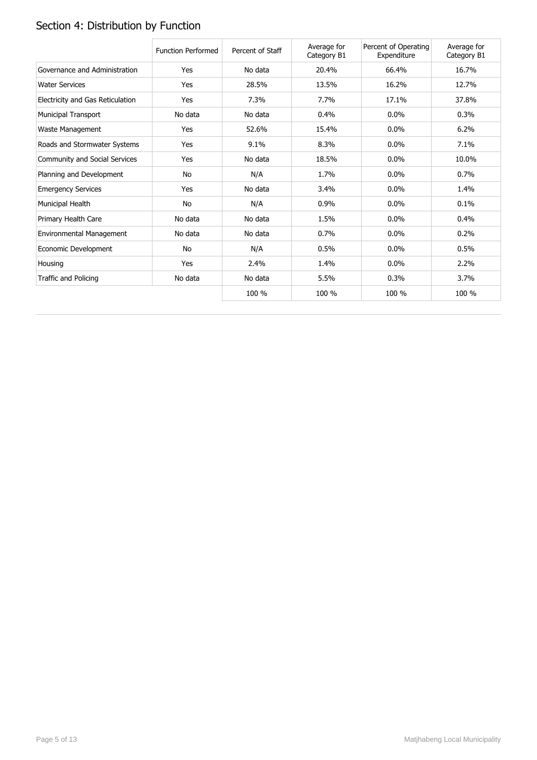## Section 4: Distribution by Function

| | Function Performed | Percent of Staff | Average for Category B1 | Percent of Operating Expenditure | Average for Category B1 |
|---|---|---|---|---|---|
| Governance and Administration | Yes | No data | 20.4% | 66.4% | 16.7% |
| Water Services | Yes | 28.5% | 13.5% | 16.2% | 12.7% |
| Electricity and Gas Reticulation | Yes | 7.3% | 7.7% | 17.1% | 37.8% |
| Municipal Transport | No data | No data | 0.4% | 0.0% | 0.3% |
| Waste Management | Yes | 52.6% | 15.4% | 0.0% | 6.2% |
| Roads and Stormwater Systems | Yes | 9.1% | 8.3% | 0.0% | 7.1% |
| Community and Social Services | Yes | No data | 18.5% | 0.0% | 10.0% |
| Planning and Development | No | N/A | 1.7% | 0.0% | 0.7% |
| Emergency Services | Yes | No data | 3.4% | 0.0% | 1.4% |
| Municipal Health | No | N/A | 0.9% | 0.0% | 0.1% |
| Primary Health Care | No data | No data | 1.5% | 0.0% | 0.4% |
| Environmental Management | No data | No data | 0.7% | 0.0% | 0.2% |
| Economic Development | No | N/A | 0.5% | 0.0% | 0.5% |
| Housing | Yes | 2.4% | 1.4% | 0.0% | 2.2% |
| Traffic and Policing | No data | No data | 5.5% | 0.3% | 3.7% |
| | | 100 % | 100 % | 100 % | 100 % |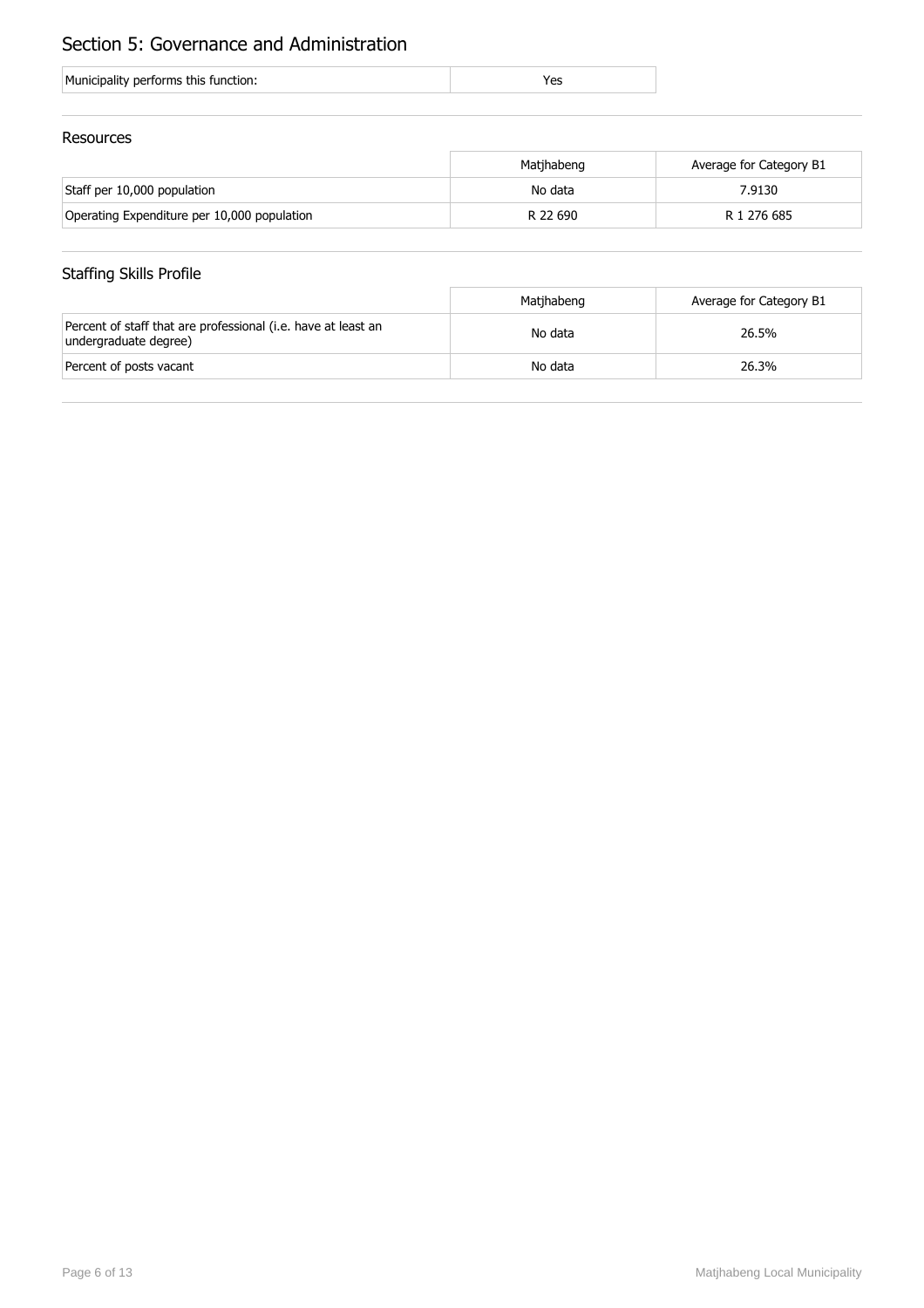# Section 5: Governance and Administration

| Municipality performs this function: | Yes |
|---|---|

## Resources

| | Matjhabeng | Average for Category B1 |
|---|---|---|
| Staff per 10,000 population | No data | 7.9130 |
| Operating Expenditure per 10,000 population | R 22 690 | R 1 276 685 |

## Staffing Skills Profile

| | Matjhabeng | Average for Category B1 |
|---|---|---|
| Percent of staff that are professional (i.e. have at least an undergraduate degree) | No data | 26.5% |
| Percent of posts vacant | No data | 26.3% |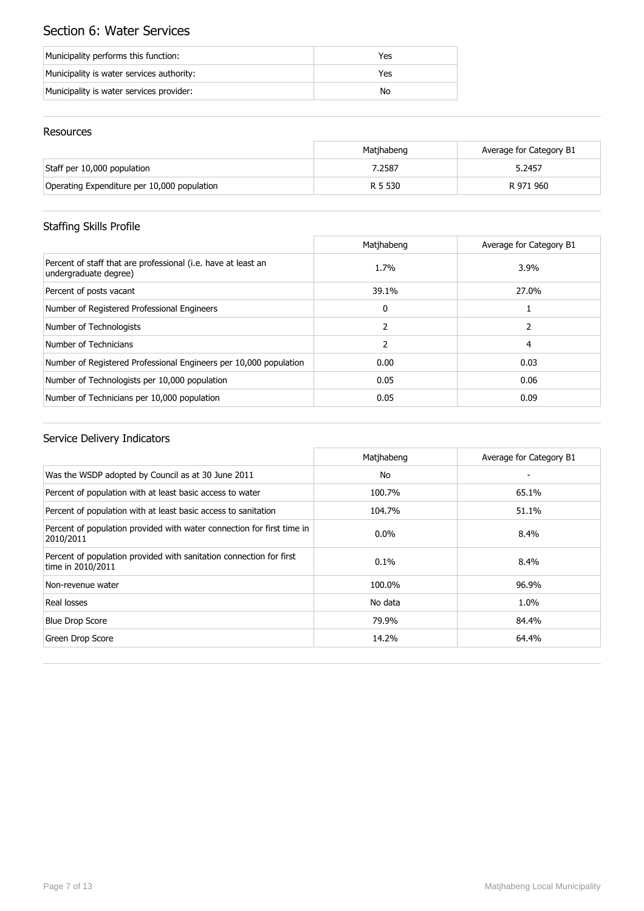## Section 6: Water Services

| | |
|---|---|
| Municipality performs this function: | Yes |
| Municipality is water services authority: | Yes |
| Municipality is water services provider: | No |

### Resources

| | Matjhabeng | Average for Category B1 |
|---|---|---|
| Staff per 10,000 population | 7.2587 | 5.2457 |
| Operating Expenditure per 10,000 population | R 5 530 | R 971 960 |

### Staffing Skills Profile

| | Matjhabeng | Average for Category B1 |
|---|---|---|
| Percent of staff that are professional (i.e. have at least an undergraduate degree) | 1.7% | 3.9% |
| Percent of posts vacant | 39.1% | 27.0% |
| Number of Registered Professional Engineers | 0 | 1 |
| Number of Technologists | 2 | 2 |
| Number of Technicians | 2 | 4 |
| Number of Registered Professional Engineers per 10,000 population | 0.00 | 0.03 |
| Number of Technologists per 10,000 population | 0.05 | 0.06 |
| Number of Technicians per 10,000 population | 0.05 | 0.09 |

### Service Delivery Indicators

| | Matjhabeng | Average for Category B1 |
|---|---|---|
| Was the WSDP adopted by Council as at 30 June 2011 | No | - |
| Percent of population with at least basic access to water | 100.7% | 65.1% |
| Percent of population with at least basic access to sanitation | 104.7% | 51.1% |
| Percent of population provided with water connection for first time in 2010/2011 | 0.0% | 8.4% |
| Percent of population provided with sanitation connection for first time in 2010/2011 | 0.1% | 8.4% |
| Non-revenue water | 100.0% | 96.9% |
| Real losses | No data | 1.0% |
| Blue Drop Score | 79.9% | 84.4% |
| Green Drop Score | 14.2% | 64.4% |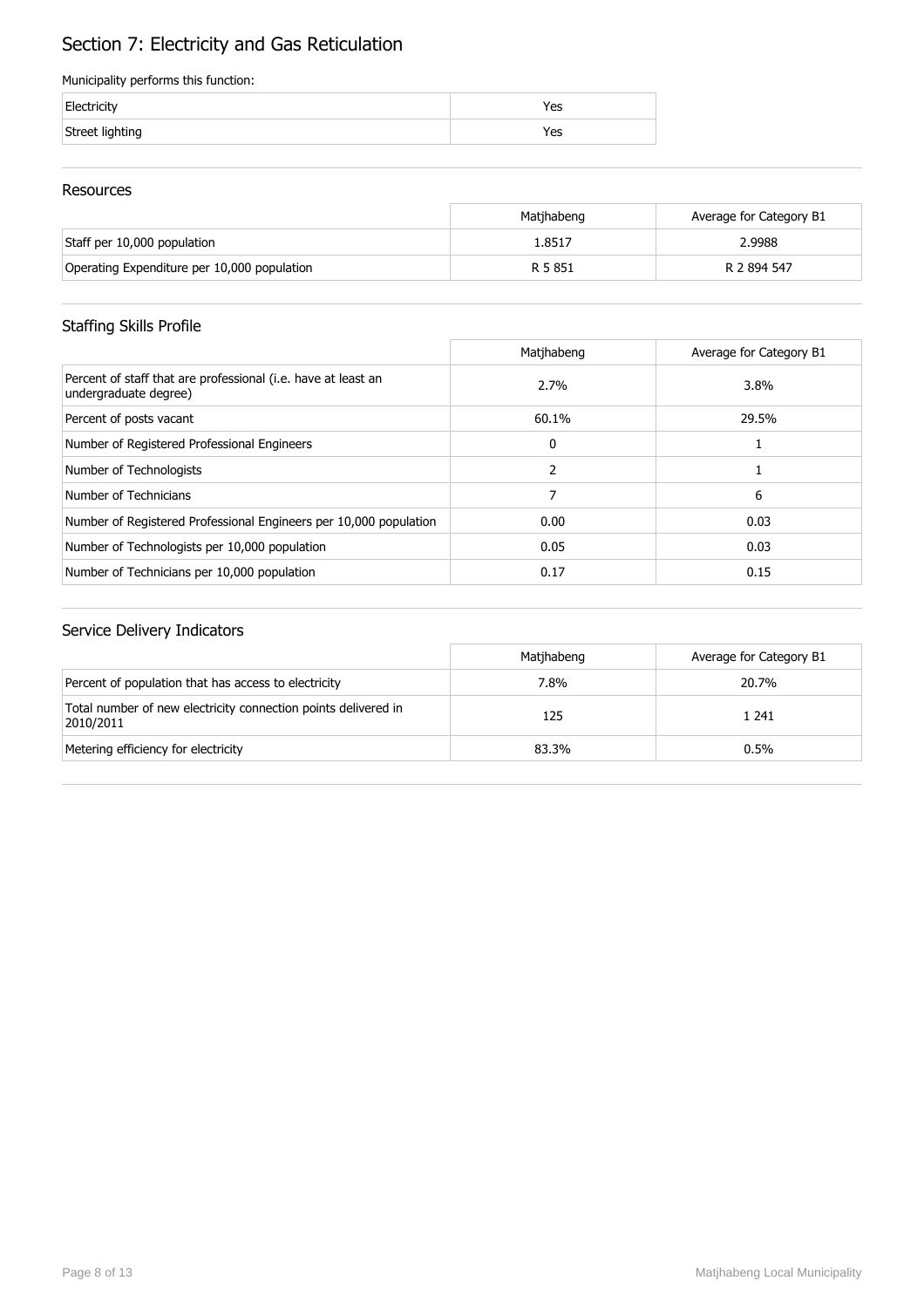# Section 7: Electricity and Gas Reticulation

Municipality performs this function:

| | |
|---|---|
| Electricity | Yes |
| Street lighting | Yes |

## Resources

| | Matjhabeng | Average for Category B1 |
|---|---|---|
| Staff per 10,000 population | 1.8517 | 2.9988 |
| Operating Expenditure per 10,000 population | R 5 851 | R 2 894 547 |

## Staffing Skills Profile

| | Matjhabeng | Average for Category B1 |
|---|---|---|
| Percent of staff that are professional (i.e. have at least an undergraduate degree) | 2.7% | 3.8% |
| Percent of posts vacant | 60.1% | 29.5% |
| Number of Registered Professional Engineers | 0 | 1 |
| Number of Technologists | 2 | 1 |
| Number of Technicians | 7 | 6 |
| Number of Registered Professional Engineers per 10,000 population | 0.00 | 0.03 |
| Number of Technologists per 10,000 population | 0.05 | 0.03 |
| Number of Technicians per 10,000 population | 0.17 | 0.15 |

## Service Delivery Indicators

| | Matjhabeng | Average for Category B1 |
|---|---|---|
| Percent of population that has access to electricity | 7.8% | 20.7% |
| Total number of new electricity connection points delivered in 2010/2011 | 125 | 1 241 |
| Metering efficiency for electricity | 83.3% | 0.5% |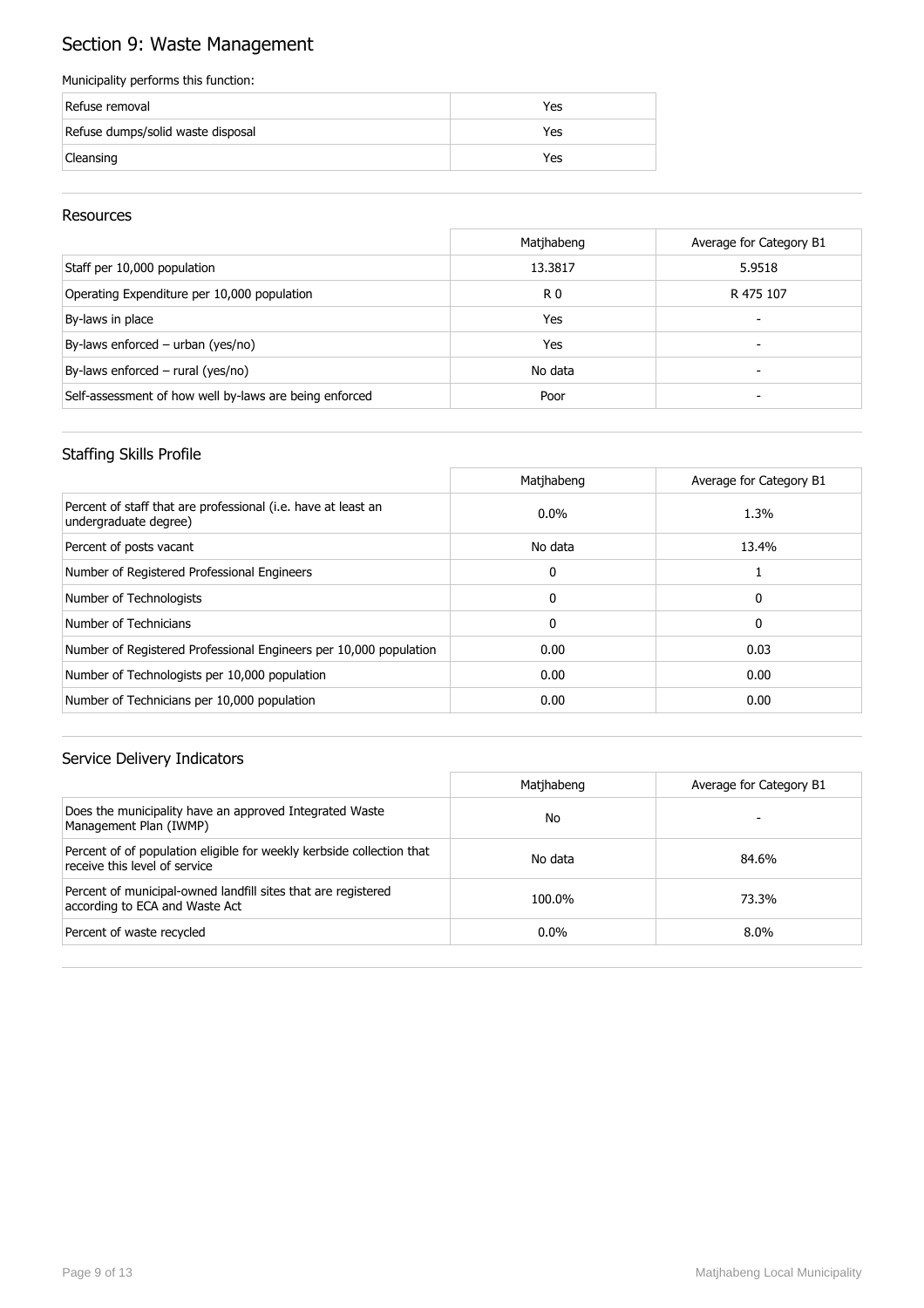# Section 9: Waste Management

Municipality performs this function:

| | |
|---|---|
| Refuse removal | Yes |
| Refuse dumps/solid waste disposal | Yes |
| Cleansing | Yes |

## Resources

| | Matjhabeng | Average for Category B1 |
|---|---|---|
| Staff per 10,000 population | 13.3817 | 5.9518 |
| Operating Expenditure per 10,000 population | R 0 | R 475 107 |
| By-laws in place | Yes | - |
| By-laws enforced – urban (yes/no) | Yes | - |
| By-laws enforced – rural (yes/no) | No data | - |
| Self-assessment of how well by-laws are being enforced | Poor | - |

## Staffing Skills Profile

| | Matjhabeng | Average for Category B1 |
|---|---|---|
| Percent of staff that are professional (i.e. have at least an undergraduate degree) | 0.0% | 1.3% |
| Percent of posts vacant | No data | 13.4% |
| Number of Registered Professional Engineers | 0 | 1 |
| Number of Technologists | 0 | 0 |
| Number of Technicians | 0 | 0 |
| Number of Registered Professional Engineers per 10,000 population | 0.00 | 0.03 |
| Number of Technologists per 10,000 population | 0.00 | 0.00 |
| Number of Technicians per 10,000 population | 0.00 | 0.00 |

## Service Delivery Indicators

| | Matjhabeng | Average for Category B1 |
|---|---|---|
| Does the municipality have an approved Integrated Waste Management Plan (IWMP) | No | - |
| Percent of of population eligible for weekly kerbside collection that receive this level of service | No data | 84.6% |
| Percent of municipal-owned landfill sites that are registered according to ECA and Waste Act | 100.0% | 73.3% |
| Percent of waste recycled | 0.0% | 8.0% |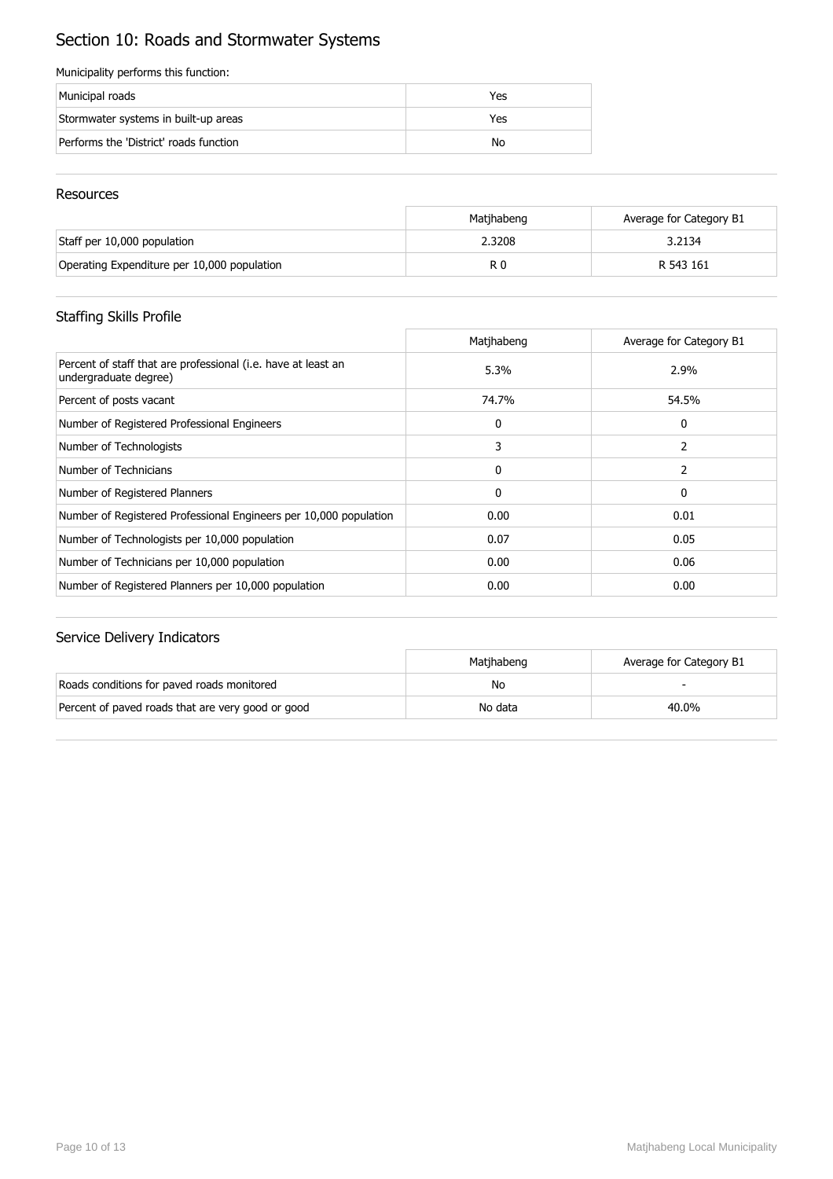# Section 10: Roads and Stormwater Systems

Municipality performs this function:

| | |
|---|---|
| Municipal roads | Yes |
| Stormwater systems in built-up areas | Yes |
| Performs the 'District' roads function | No |

## Resources

| | Matjhabeng | Average for Category B1 |
|---|---|---|
| Staff per 10,000 population | 2.3208 | 3.2134 |
| Operating Expenditure per 10,000 population | R 0 | R 543 161 |

## Staffing Skills Profile

| | Matjhabeng | Average for Category B1 |
|---|---|---|
| Percent of staff that are professional (i.e. have at least an undergraduate degree) | 5.3% | 2.9% |
| Percent of posts vacant | 74.7% | 54.5% |
| Number of Registered Professional Engineers | 0 | 0 |
| Number of Technologists | 3 | 2 |
| Number of Technicians | 0 | 2 |
| Number of Registered Planners | 0 | 0 |
| Number of Registered Professional Engineers per 10,000 population | 0.00 | 0.01 |
| Number of Technologists per 10,000 population | 0.07 | 0.05 |
| Number of Technicians per 10,000 population | 0.00 | 0.06 |
| Number of Registered Planners per 10,000 population | 0.00 | 0.00 |

## Service Delivery Indicators

| | Matjhabeng | Average for Category B1 |
|---|---|---|
| Roads conditions for paved roads monitored | No | - |
| Percent of paved roads that are very good or good | No data | 40.0% |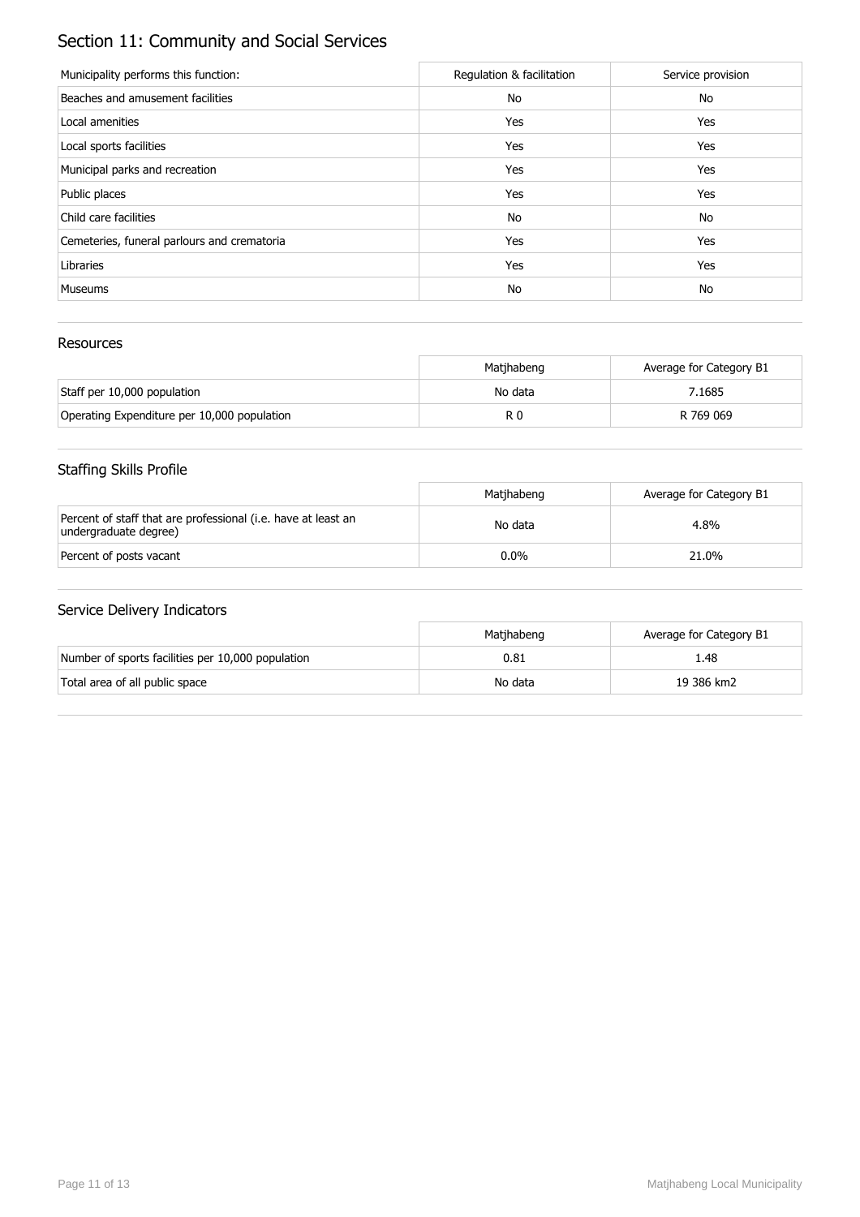# Section 11: Community and Social Services

| Municipality performs this function: | Regulation & facilitation | Service provision |
| --- | --- | --- |
| Beaches and amusement facilities | No | No |
| Local amenities | Yes | Yes |
| Local sports facilities | Yes | Yes |
| Municipal parks and recreation | Yes | Yes |
| Public places | Yes | Yes |
| Child care facilities | No | No |
| Cemeteries, funeral parlours and crematoria | Yes | Yes |
| Libraries | Yes | Yes |
| Museums | No | No |

## Resources

| | Matjhabeng | Average for Category B1 |
| --- | --- | --- |
| Staff per 10,000 population | No data | 7.1685 |
| Operating Expenditure per 10,000 population | R 0 | R 769 069 |

## Staffing Skills Profile

| | Matjhabeng | Average for Category B1 |
| --- | --- | --- |
| Percent of staff that are professional (i.e. have at least an undergraduate degree) | No data | 4.8% |
| Percent of posts vacant | 0.0% | 21.0% |

## Service Delivery Indicators

| | Matjhabeng | Average for Category B1 |
| --- | --- | --- |
| Number of sports facilities per 10,000 population | 0.81 | 1.48 |
| Total area of all public space | No data | 19 386 km2 |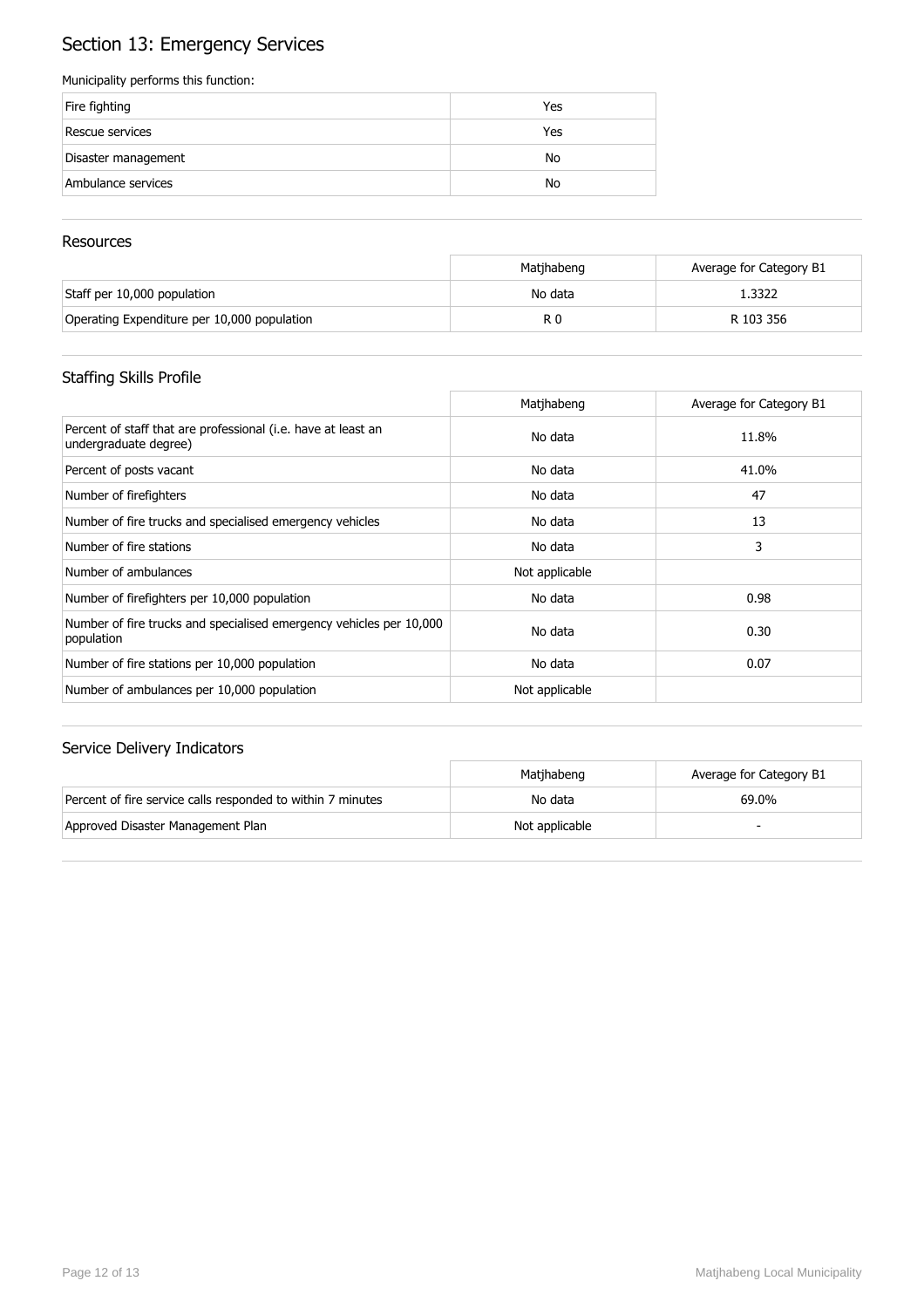# Section 13: Emergency Services

Municipality performs this function:

| | |
|---|---|
| Fire fighting | Yes |
| Rescue services | Yes |
| Disaster management | No |
| Ambulance services | No |

## Resources

| | Matjhabeng | Average for Category B1 |
|---|---|---|
| Staff per 10,000 population | No data | 1.3322 |
| Operating Expenditure per 10,000 population | R 0 | R 103 356 |

## Staffing Skills Profile

| | Matjhabeng | Average for Category B1 |
|---|---|---|
| Percent of staff that are professional (i.e. have at least an undergraduate degree) | No data | 11.8% |
| Percent of posts vacant | No data | 41.0% |
| Number of firefighters | No data | 47 |
| Number of fire trucks and specialised emergency vehicles | No data | 13 |
| Number of fire stations | No data | 3 |
| Number of ambulances | Not applicable | |
| Number of firefighters per 10,000 population | No data | 0.98 |
| Number of fire trucks and specialised emergency vehicles per 10,000 population | No data | 0.30 |
| Number of fire stations per 10,000 population | No data | 0.07 |
| Number of ambulances per 10,000 population | Not applicable | |

## Service Delivery Indicators

| | Matjhabeng | Average for Category B1 |
|---|---|---|
| Percent of fire service calls responded to within 7 minutes | No data | 69.0% |
| Approved Disaster Management Plan | Not applicable | - |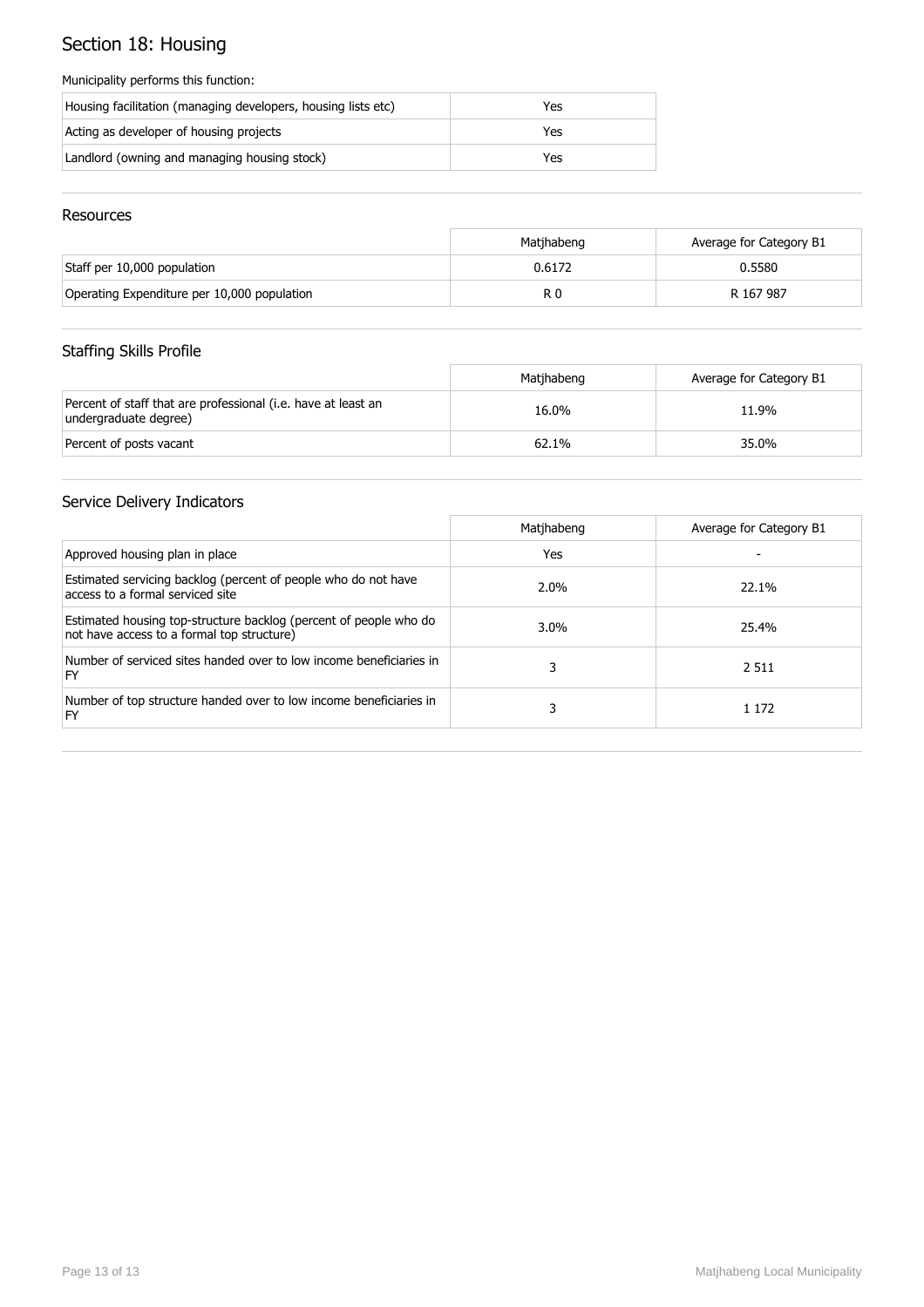# Section 18: Housing

Municipality performs this function:

| | |
|---|---|
| Housing facilitation (managing developers, housing lists etc) | Yes |
| Acting as developer of housing projects | Yes |
| Landlord (owning and managing housing stock) | Yes |

## Resources

| | Matjhabeng | Average for Category B1 |
|---|---|---|
| Staff per 10,000 population | 0.6172 | 0.5580 |
| Operating Expenditure per 10,000 population | R 0 | R 167 987 |

## Staffing Skills Profile

| | Matjhabeng | Average for Category B1 |
|---|---|---|
| Percent of staff that are professional (i.e. have at least an undergraduate degree) | 16.0% | 11.9% |
| Percent of posts vacant | 62.1% | 35.0% |

## Service Delivery Indicators

| | Matjhabeng | Average for Category B1 |
|---|---|---|
| Approved housing plan in place | Yes | - |
| Estimated servicing backlog (percent of people who do not have access to a formal serviced site | 2.0% | 22.1% |
| Estimated housing top-structure backlog (percent of people who do not have access to a formal top structure) | 3.0% | 25.4% |
| Number of serviced sites handed over to low income beneficiaries in FY | 3 | 2 511 |
| Number of top structure handed over to low income beneficiaries in FY | 3 | 1 172 |